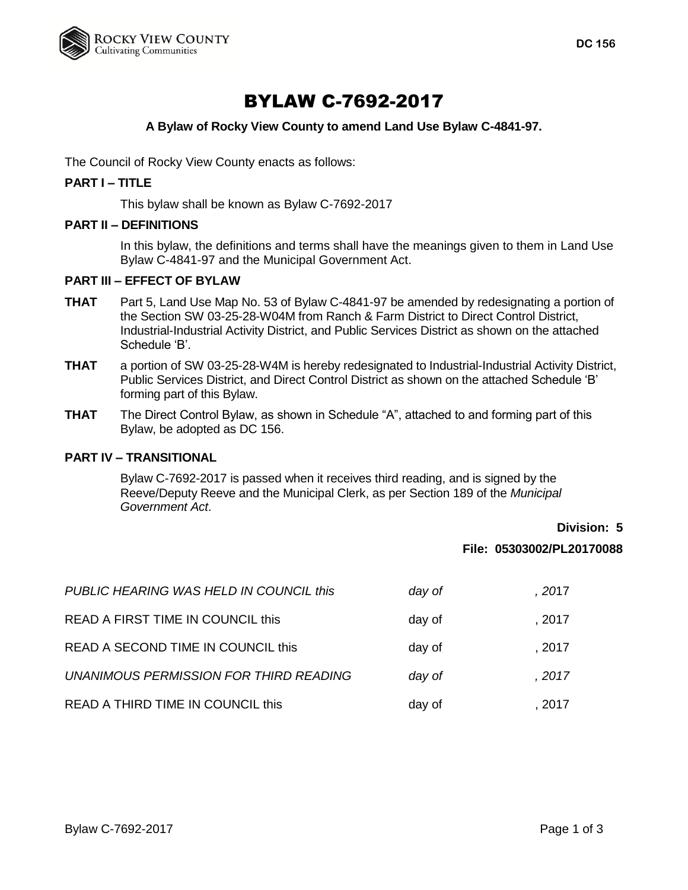DC 156

# BYLAW C-7692-2017

**A Bylaw of Rocky View County to amend Land Use Bylaw C-4841-97.**

The Council of Rocky View County enacts as follows:

**PART I – TITLE**

This bylaw shall be known as Bylaw C-7692-2017

**PART II – DEFINITIONS**

In this bylaw, the definitions and terms shall have the meanings given to them in Land Use Bylaw C-4841-97 and the Municipal Government Act.

**PART III – EFFECT OF BYLAW**

**THAT** Part 5, Land Use Map No. 53 of Bylaw C-4841-97 be amended by redesignating a portion of the Section SW 03-25-28-W04M from Ranch & Farm District to Direct Control District, Industrial-Industrial Activity District, and Public Services District as shown on the attached Schedule 'B'.

**THAT** a portion of SW 03-25-28-W4M is hereby redesignated to Industrial-Industrial Activity District, Public Services District, and Direct Control District as shown on the attached Schedule 'B' forming part of this Bylaw.

**THAT** The Direct Control Bylaw, as shown in Schedule "A", attached to and forming part of this Bylaw, be adopted as DC 156.

**PART IV – TRANSITIONAL**

Bylaw C-7692-2017 is passed when it receives third reading, and is signed by the Reeve/Deputy Reeve and the Municipal Clerk, as per Section 189 of the *Municipal Government Act*.

**Division: 5**

**File: 05303002/PL20170088**

| | | |
|---|---|---|
| *PUBLIC HEARING WAS HELD IN COUNCIL this* | *day of* | *, 2017* |
| READ A FIRST TIME IN COUNCIL this | day of | , 2017 |
| READ A SECOND TIME IN COUNCIL this | day of | , 2017 |
| *UNANIMOUS PERMISSION FOR THIRD READING* | *day of* | *, 2017* |
| READ A THIRD TIME IN COUNCIL this | day of | , 2017 |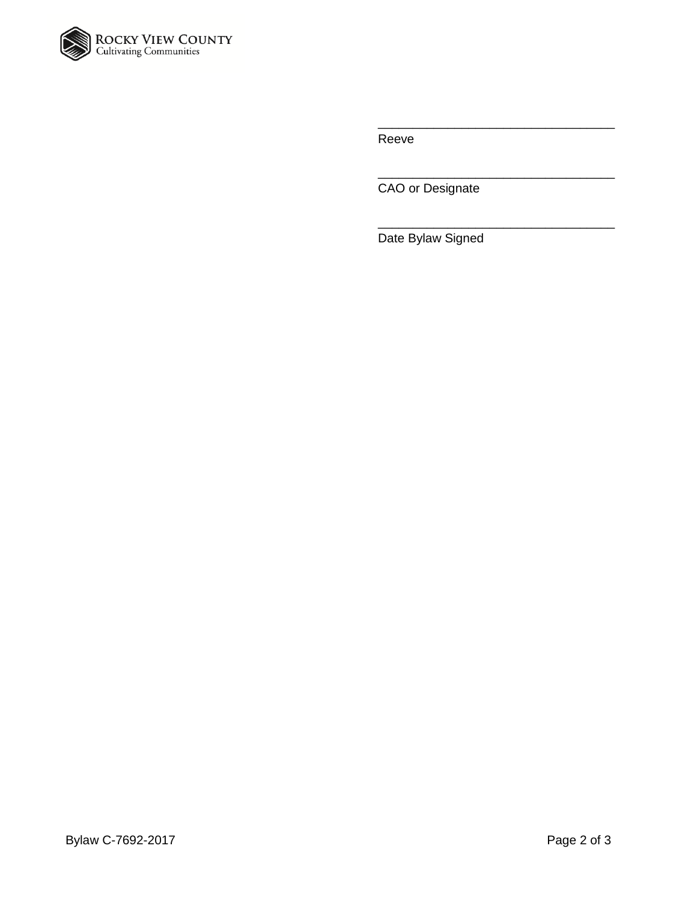\_\_\_\_\_\_\_\_\_\_\_\_\_\_\_\_\_\_\_\_\_\_\_\_\_\_\_\_\_\_\_\_\_\_

Reeve

\_\_\_\_\_\_\_\_\_\_\_\_\_\_\_\_\_\_\_\_\_\_\_\_\_\_\_\_\_\_\_\_\_\_

CAO or Designate

\_\_\_\_\_\_\_\_\_\_\_\_\_\_\_\_\_\_\_\_\_\_\_\_\_\_\_\_\_\_\_\_\_\_

Date Bylaw Signed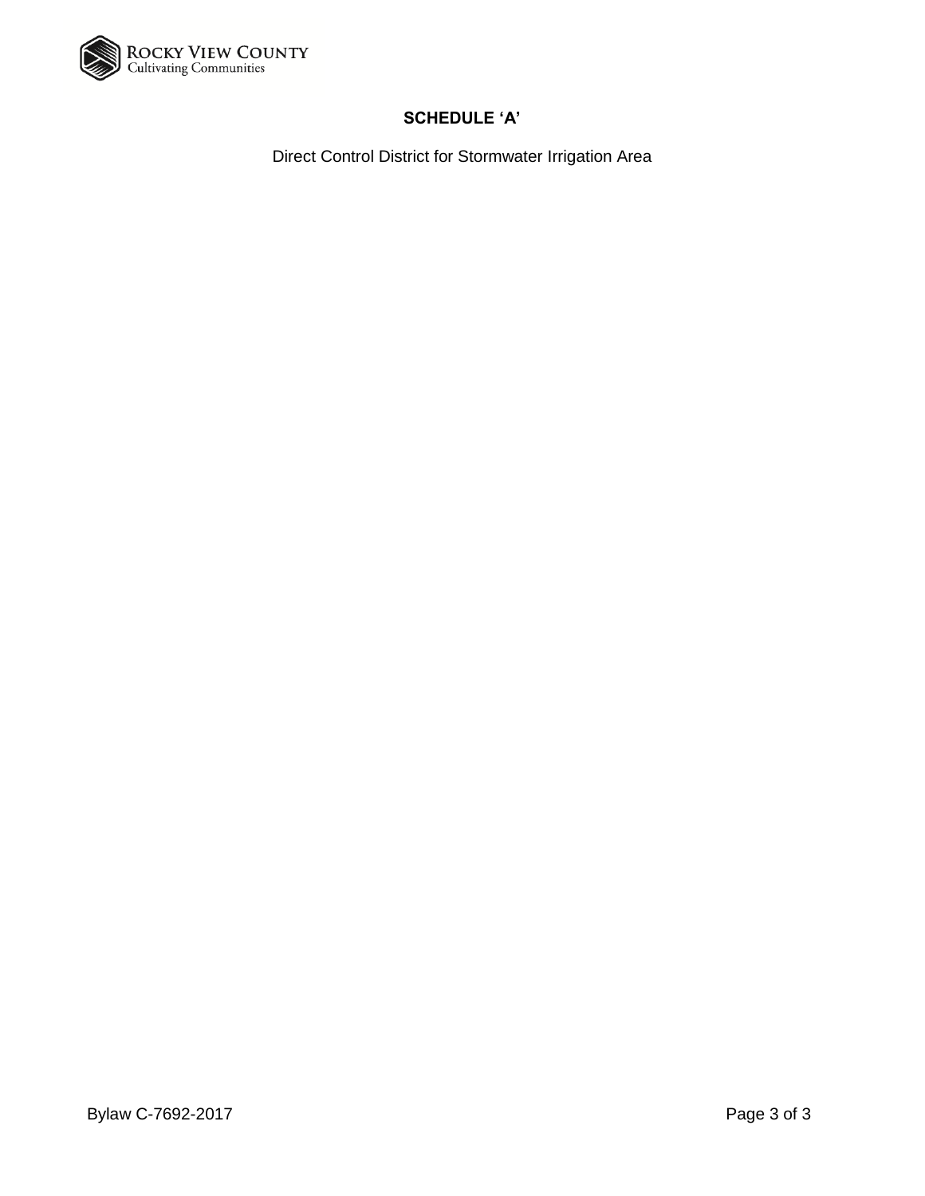## SCHEDULE 'A'

Direct Control District for Stormwater Irrigation Area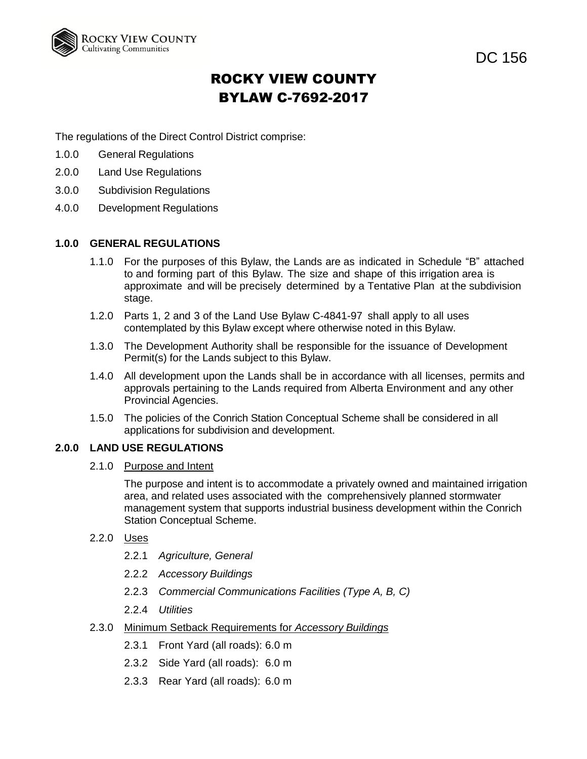DC 156

# ROCKY VIEW COUNTY
# BYLAW C-7692-2017

The regulations of the Direct Control District comprise:

1.0.0 General Regulations

2.0.0 Land Use Regulations

3.0.0 Subdivision Regulations

4.0.0 Development Regulations

## 1.0.0 GENERAL REGULATIONS

1.1.0 For the purposes of this Bylaw, the Lands are as indicated in Schedule "B" attached to and forming part of this Bylaw. The size and shape of this irrigation area is approximate and will be precisely determined by a Tentative Plan at the subdivision stage.

1.2.0 Parts 1, 2 and 3 of the Land Use Bylaw C-4841-97 shall apply to all uses contemplated by this Bylaw except where otherwise noted in this Bylaw.

1.3.0 The Development Authority shall be responsible for the issuance of Development Permit(s) for the Lands subject to this Bylaw.

1.4.0 All development upon the Lands shall be in accordance with all licenses, permits and approvals pertaining to the Lands required from Alberta Environment and any other Provincial Agencies.

1.5.0 The policies of the Conrich Station Conceptual Scheme shall be considered in all applications for subdivision and development.

## 2.0.0 LAND USE REGULATIONS

2.1.0 Purpose and Intent

The purpose and intent is to accommodate a privately owned and maintained irrigation area, and related uses associated with the comprehensively planned stormwater management system that supports industrial business development within the Conrich Station Conceptual Scheme.

2.2.0 Uses

2.2.1 *Agriculture, General*

2.2.2 *Accessory Buildings*

2.2.3 *Commercial Communications Facilities (Type A, B, C)*

2.2.4 *Utilities*

2.3.0 Minimum Setback Requirements for *Accessory Buildings*

2.3.1 Front Yard (all roads): 6.0 m

2.3.2 Side Yard (all roads): 6.0 m

2.3.3 Rear Yard (all roads): 6.0 m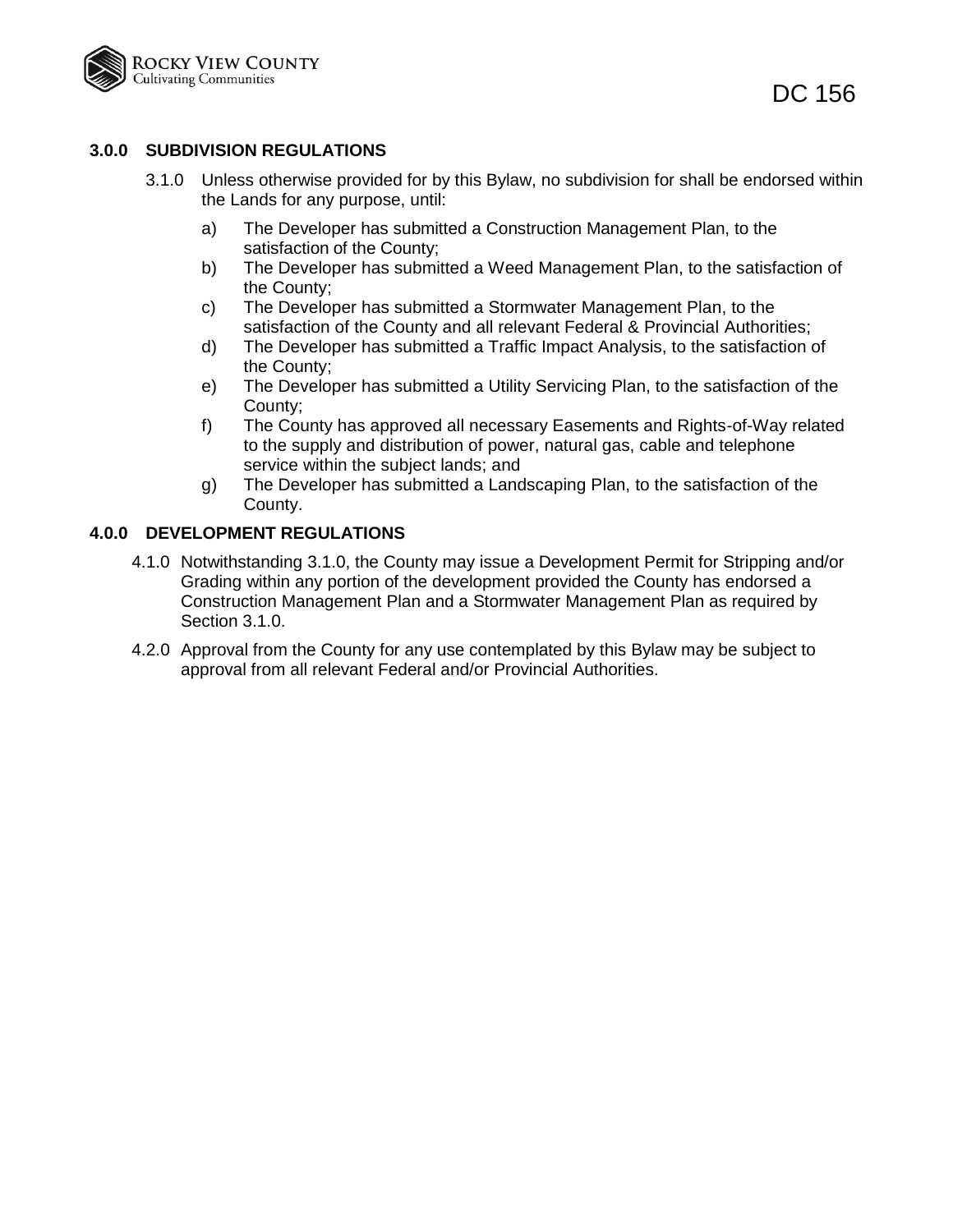## 3.0.0 SUBDIVISION REGULATIONS

3.1.0 Unless otherwise provided for by this Bylaw, no subdivision for shall be endorsed within the Lands for any purpose, until:

a) The Developer has submitted a Construction Management Plan, to the satisfaction of the County;

b) The Developer has submitted a Weed Management Plan, to the satisfaction of the County;

c) The Developer has submitted a Stormwater Management Plan, to the satisfaction of the County and all relevant Federal & Provincial Authorities;

d) The Developer has submitted a Traffic Impact Analysis, to the satisfaction of the County;

e) The Developer has submitted a Utility Servicing Plan, to the satisfaction of the County;

f) The County has approved all necessary Easements and Rights-of-Way related to the supply and distribution of power, natural gas, cable and telephone service within the subject lands; and

g) The Developer has submitted a Landscaping Plan, to the satisfaction of the County.

## 4.0.0 DEVELOPMENT REGULATIONS

4.1.0 Notwithstanding 3.1.0, the County may issue a Development Permit for Stripping and/or Grading within any portion of the development provided the County has endorsed a Construction Management Plan and a Stormwater Management Plan as required by Section 3.1.0.

4.2.0 Approval from the County for any use contemplated by this Bylaw may be subject to approval from all relevant Federal and/or Provincial Authorities.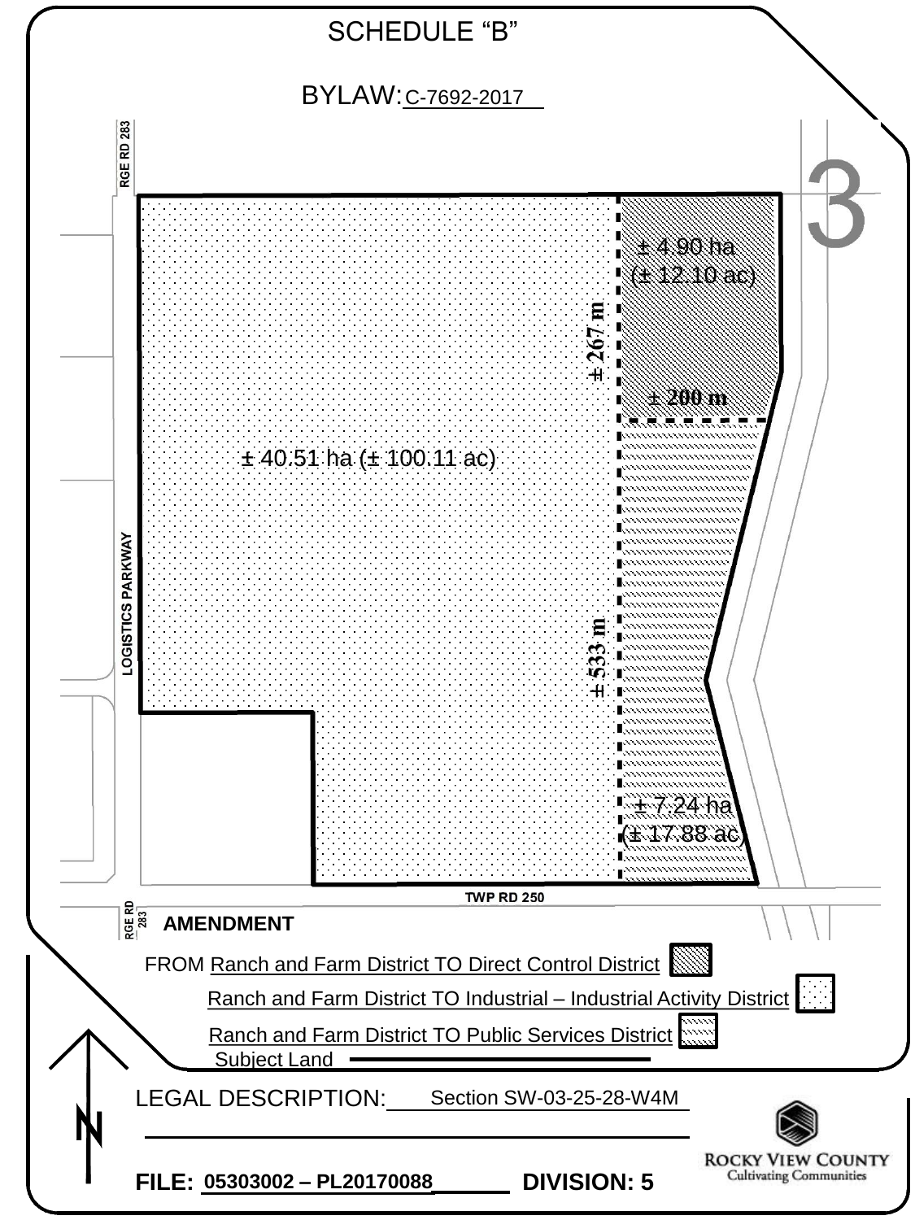# SCHEDULE "B"

BYLAW: C-7692-2017

RGE RD 283

3

± 4.90 ha
(± 12.10 ac)

± 267 m

± 200 m

± 40.51 ha (± 100.11 ac)

LOGISTICS PARKWAY

± 533 m

± 7.24 ha
(± 17.88 ac)

TWP RD 250

RGE RD 283

**AMENDMENT**

FROM Ranch and Farm District TO Direct Control District

Ranch and Farm District TO Industrial – Industrial Activity District

Ranch and Farm District TO Public Services District

Subject Land

LEGAL DESCRIPTION: Section SW-03-25-28-W4M

**FILE:** **05303002 – PL20170088** **DIVISION: 5**

ROCKY VIEW COUNTY
Cultivating Communities